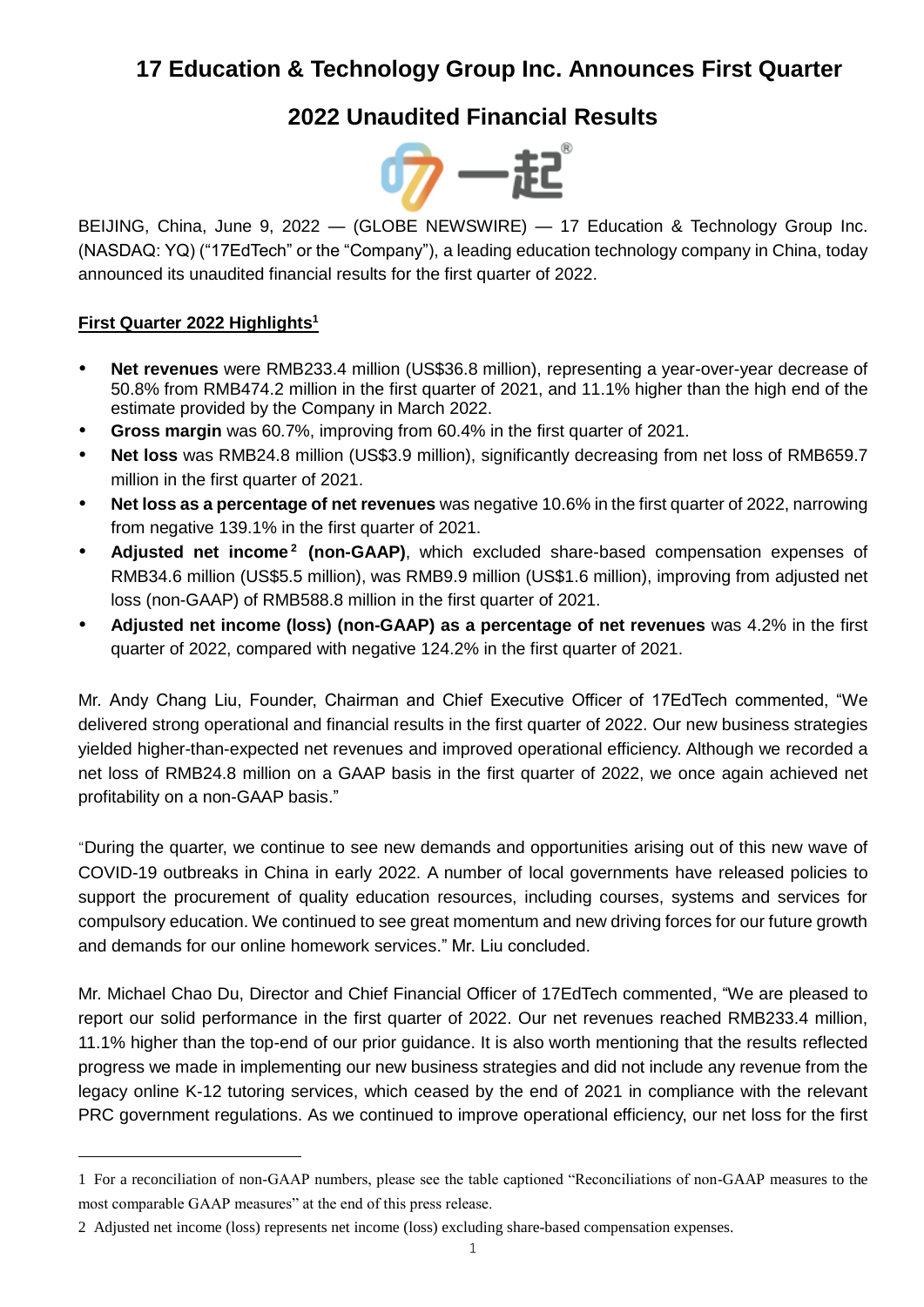# 17 Education & Technology Group Inc. Announces First Quarter 2022 Unaudited Financial Results

BEIJING, China, June 9, 2022 — (GLOBE NEWSWIRE) — 17 Education & Technology Group Inc. (NASDAQ: YQ) ("17EdTech" or the "Company"), a leading education technology company in China, today announced its unaudited financial results for the first quarter of 2022.

**First Quarter 2022 Highlights[1]**

- **Net revenues** were RMB233.4 million (US$36.8 million), representing a year-over-year decrease of 50.8% from RMB474.2 million in the first quarter of 2021, and 11.1% higher than the high end of the estimate provided by the Company in March 2022.
- **Gross margin** was 60.7%, improving from 60.4% in the first quarter of 2021.
- **Net loss** was RMB24.8 million (US$3.9 million), significantly decreasing from net loss of RMB659.7 million in the first quarter of 2021.
- **Net loss as a percentage of net revenues** was negative 10.6% in the first quarter of 2022, narrowing from negative 139.1% in the first quarter of 2021.
- **Adjusted net income[2] (non-GAAP)**, which excluded share-based compensation expenses of RMB34.6 million (US$5.5 million), was RMB9.9 million (US$1.6 million), improving from adjusted net loss (non-GAAP) of RMB588.8 million in the first quarter of 2021.
- **Adjusted net income (loss) (non-GAAP) as a percentage of net revenues** was 4.2% in the first quarter of 2022, compared with negative 124.2% in the first quarter of 2021.

Mr. Andy Chang Liu, Founder, Chairman and Chief Executive Officer of 17EdTech commented, "We delivered strong operational and financial results in the first quarter of 2022. Our new business strategies yielded higher-than-expected net revenues and improved operational efficiency. Although we recorded a net loss of RMB24.8 million on a GAAP basis in the first quarter of 2022, we once again achieved net profitability on a non-GAAP basis."

"During the quarter, we continue to see new demands and opportunities arising out of this new wave of COVID-19 outbreaks in China in early 2022. A number of local governments have released policies to support the procurement of quality education resources, including courses, systems and services for compulsory education. We continued to see great momentum and new driving forces for our future growth and demands for our online homework services." Mr. Liu concluded.

Mr. Michael Chao Du, Director and Chief Financial Officer of 17EdTech commented, "We are pleased to report our solid performance in the first quarter of 2022. Our net revenues reached RMB233.4 million, 11.1% higher than the top-end of our prior guidance. It is also worth mentioning that the results reflected progress we made in implementing our new business strategies and did not include any revenue from the legacy online K-12 tutoring services, which ceased by the end of 2021 in compliance with the relevant PRC government regulations. As we continued to improve operational efficiency, our net loss for the first

---

1 For a reconciliation of non-GAAP numbers, please see the table captioned "Reconciliations of non-GAAP measures to the most comparable GAAP measures" at the end of this press release.

2 Adjusted net income (loss) represents net income (loss) excluding share-based compensation expenses.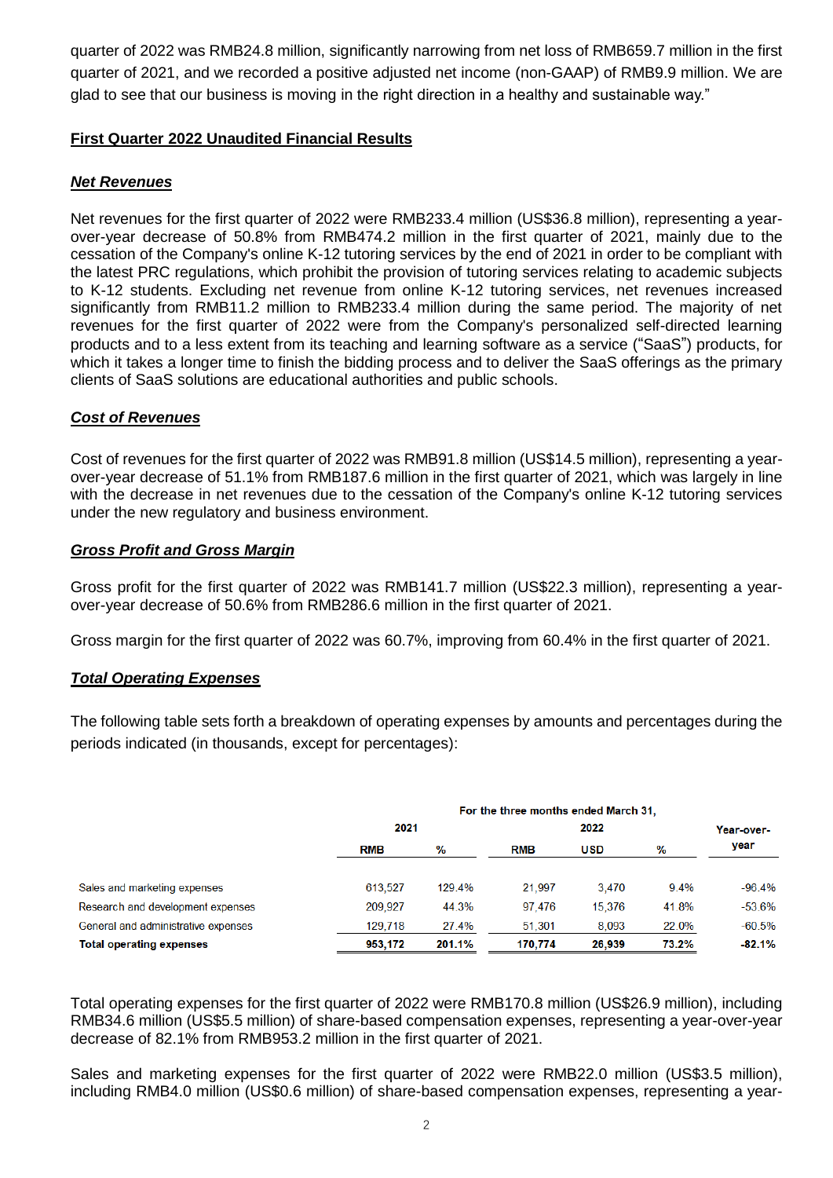quarter of 2022 was RMB24.8 million, significantly narrowing from net loss of RMB659.7 million in the first quarter of 2021, and we recorded a positive adjusted net income (non-GAAP) of RMB9.9 million. We are glad to see that our business is moving in the right direction in a healthy and sustainable way."

## First Quarter 2022 Unaudited Financial Results

### *Net Revenues*

Net revenues for the first quarter of 2022 were RMB233.4 million (US$36.8 million), representing a year-over-year decrease of 50.8% from RMB474.2 million in the first quarter of 2021, mainly due to the cessation of the Company's online K-12 tutoring services by the end of 2021 in order to be compliant with the latest PRC regulations, which prohibit the provision of tutoring services relating to academic subjects to K-12 students. Excluding net revenue from online K-12 tutoring services, net revenues increased significantly from RMB11.2 million to RMB233.4 million during the same period. The majority of net revenues for the first quarter of 2022 were from the Company's personalized self-directed learning products and to a less extent from its teaching and learning software as a service ("SaaS") products, for which it takes a longer time to finish the bidding process and to deliver the SaaS offerings as the primary clients of SaaS solutions are educational authorities and public schools.

### *Cost of Revenues*

Cost of revenues for the first quarter of 2022 was RMB91.8 million (US$14.5 million), representing a year-over-year decrease of 51.1% from RMB187.6 million in the first quarter of 2021, which was largely in line with the decrease in net revenues due to the cessation of the Company's online K-12 tutoring services under the new regulatory and business environment.

### *Gross Profit and Gross Margin*

Gross profit for the first quarter of 2022 was RMB141.7 million (US$22.3 million), representing a year-over-year decrease of 50.6% from RMB286.6 million in the first quarter of 2021.

Gross margin for the first quarter of 2022 was 60.7%, improving from 60.4% in the first quarter of 2021.

### *Total Operating Expenses*

The following table sets forth a breakdown of operating expenses by amounts and percentages during the periods indicated (in thousands, except for percentages):

| | For the three months ended March 31, | | | | | |
|---|---|---|---|---|---|---|
| | 2021 | | 2022 | | | Year-over-year |
| | RMB | % | RMB | USD | % | |
| Sales and marketing expenses | 613,527 | 129.4% | 21,997 | 3,470 | 9.4% | -96.4% |
| Research and development expenses | 209,927 | 44.3% | 97,476 | 15,376 | 41.8% | -53.6% |
| General and administrative expenses | 129,718 | 27.4% | 51,301 | 8,093 | 22.0% | -60.5% |
| **Total operating expenses** | **953,172** | **201.1%** | **170,774** | **26,939** | **73.2%** | **-82.1%** |

Total operating expenses for the first quarter of 2022 were RMB170.8 million (US$26.9 million), including RMB34.6 million (US$5.5 million) of share-based compensation expenses, representing a year-over-year decrease of 82.1% from RMB953.2 million in the first quarter of 2021.

Sales and marketing expenses for the first quarter of 2022 were RMB22.0 million (US$3.5 million), including RMB4.0 million (US$0.6 million) of share-based compensation expenses, representing a year-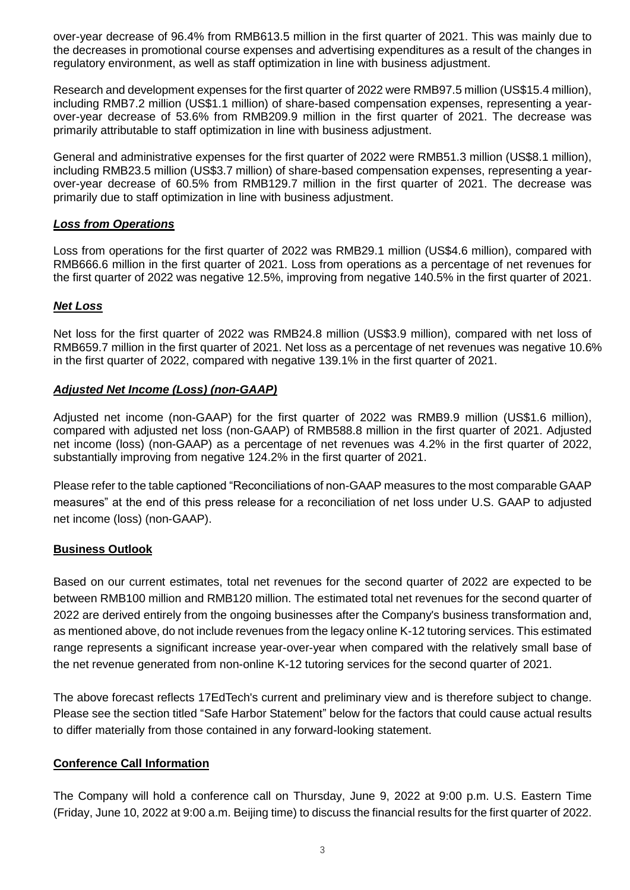over-year decrease of 96.4% from RMB613.5 million in the first quarter of 2021. This was mainly due to the decreases in promotional course expenses and advertising expenditures as a result of the changes in regulatory environment, as well as staff optimization in line with business adjustment.

Research and development expenses for the first quarter of 2022 were RMB97.5 million (US$15.4 million), including RMB7.2 million (US$1.1 million) of share-based compensation expenses, representing a year-over-year decrease of 53.6% from RMB209.9 million in the first quarter of 2021. The decrease was primarily attributable to staff optimization in line with business adjustment.

General and administrative expenses for the first quarter of 2022 were RMB51.3 million (US$8.1 million), including RMB23.5 million (US$3.7 million) of share-based compensation expenses, representing a year-over-year decrease of 60.5% from RMB129.7 million in the first quarter of 2021. The decrease was primarily due to staff optimization in line with business adjustment.

***Loss from Operations***

Loss from operations for the first quarter of 2022 was RMB29.1 million (US$4.6 million), compared with RMB666.6 million in the first quarter of 2021. Loss from operations as a percentage of net revenues for the first quarter of 2022 was negative 12.5%, improving from negative 140.5% in the first quarter of 2021.

***Net Loss***

Net loss for the first quarter of 2022 was RMB24.8 million (US$3.9 million), compared with net loss of RMB659.7 million in the first quarter of 2021. Net loss as a percentage of net revenues was negative 10.6% in the first quarter of 2022, compared with negative 139.1% in the first quarter of 2021.

***Adjusted Net Income (Loss) (non-GAAP)***

Adjusted net income (non-GAAP) for the first quarter of 2022 was RMB9.9 million (US$1.6 million), compared with adjusted net loss (non-GAAP) of RMB588.8 million in the first quarter of 2021. Adjusted net income (loss) (non-GAAP) as a percentage of net revenues was 4.2% in the first quarter of 2022, substantially improving from negative 124.2% in the first quarter of 2021.

Please refer to the table captioned "Reconciliations of non-GAAP measures to the most comparable GAAP measures" at the end of this press release for a reconciliation of net loss under U.S. GAAP to adjusted net income (loss) (non-GAAP).

**Business Outlook**

Based on our current estimates, total net revenues for the second quarter of 2022 are expected to be between RMB100 million and RMB120 million. The estimated total net revenues for the second quarter of 2022 are derived entirely from the ongoing businesses after the Company's business transformation and, as mentioned above, do not include revenues from the legacy online K-12 tutoring services. This estimated range represents a significant increase year-over-year when compared with the relatively small base of the net revenue generated from non-online K-12 tutoring services for the second quarter of 2021.

The above forecast reflects 17EdTech's current and preliminary view and is therefore subject to change. Please see the section titled "Safe Harbor Statement" below for the factors that could cause actual results to differ materially from those contained in any forward-looking statement.

**Conference Call Information**

The Company will hold a conference call on Thursday, June 9, 2022 at 9:00 p.m. U.S. Eastern Time (Friday, June 10, 2022 at 9:00 a.m. Beijing time) to discuss the financial results for the first quarter of 2022.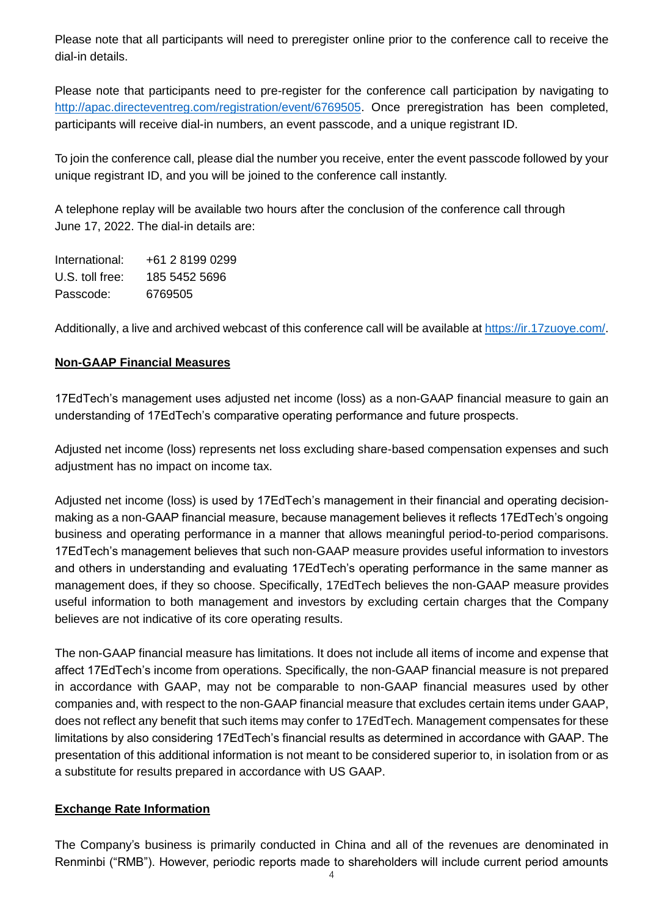Please note that all participants will need to preregister online prior to the conference call to receive the dial-in details.

Please note that participants need to pre-register for the conference call participation by navigating to http://apac.directeventreg.com/registration/event/6769505. Once preregistration has been completed, participants will receive dial-in numbers, an event passcode, and a unique registrant ID.

To join the conference call, please dial the number you receive, enter the event passcode followed by your unique registrant ID, and you will be joined to the conference call instantly.

A telephone replay will be available two hours after the conclusion of the conference call through June 17, 2022. The dial-in details are:

International: +61 2 8199 0299
U.S. toll free: 185 5452 5696
Passcode: 6769505

Additionally, a live and archived webcast of this conference call will be available at https://ir.17zuoye.com/.

**Non-GAAP Financial Measures**

17EdTech's management uses adjusted net income (loss) as a non-GAAP financial measure to gain an understanding of 17EdTech's comparative operating performance and future prospects.

Adjusted net income (loss) represents net loss excluding share-based compensation expenses and such adjustment has no impact on income tax.

Adjusted net income (loss) is used by 17EdTech's management in their financial and operating decision-making as a non-GAAP financial measure, because management believes it reflects 17EdTech's ongoing business and operating performance in a manner that allows meaningful period-to-period comparisons. 17EdTech's management believes that such non-GAAP measure provides useful information to investors and others in understanding and evaluating 17EdTech's operating performance in the same manner as management does, if they so choose. Specifically, 17EdTech believes the non-GAAP measure provides useful information to both management and investors by excluding certain charges that the Company believes are not indicative of its core operating results.

The non-GAAP financial measure has limitations. It does not include all items of income and expense that affect 17EdTech's income from operations. Specifically, the non-GAAP financial measure is not prepared in accordance with GAAP, may not be comparable to non-GAAP financial measures used by other companies and, with respect to the non-GAAP financial measure that excludes certain items under GAAP, does not reflect any benefit that such items may confer to 17EdTech. Management compensates for these limitations by also considering 17EdTech's financial results as determined in accordance with GAAP. The presentation of this additional information is not meant to be considered superior to, in isolation from or as a substitute for results prepared in accordance with US GAAP.

**Exchange Rate Information**

The Company's business is primarily conducted in China and all of the revenues are denominated in Renminbi ("RMB"). However, periodic reports made to shareholders will include current period amounts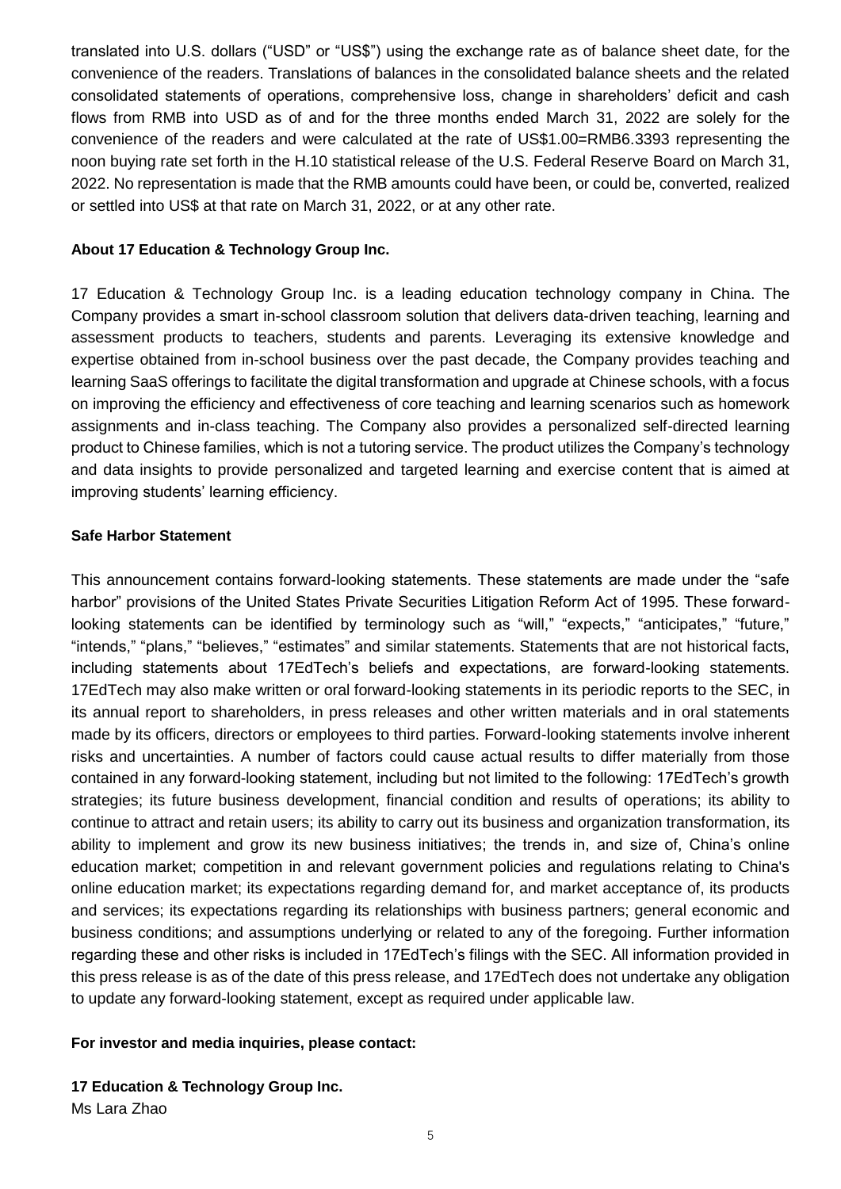translated into U.S. dollars ("USD" or "US$") using the exchange rate as of balance sheet date, for the convenience of the readers. Translations of balances in the consolidated balance sheets and the related consolidated statements of operations, comprehensive loss, change in shareholders' deficit and cash flows from RMB into USD as of and for the three months ended March 31, 2022 are solely for the convenience of the readers and were calculated at the rate of US$1.00=RMB6.3393 representing the noon buying rate set forth in the H.10 statistical release of the U.S. Federal Reserve Board on March 31, 2022. No representation is made that the RMB amounts could have been, or could be, converted, realized or settled into US$ at that rate on March 31, 2022, or at any other rate.

**About 17 Education & Technology Group Inc.**

17 Education & Technology Group Inc. is a leading education technology company in China. The Company provides a smart in-school classroom solution that delivers data-driven teaching, learning and assessment products to teachers, students and parents. Leveraging its extensive knowledge and expertise obtained from in-school business over the past decade, the Company provides teaching and learning SaaS offerings to facilitate the digital transformation and upgrade at Chinese schools, with a focus on improving the efficiency and effectiveness of core teaching and learning scenarios such as homework assignments and in-class teaching. The Company also provides a personalized self-directed learning product to Chinese families, which is not a tutoring service. The product utilizes the Company's technology and data insights to provide personalized and targeted learning and exercise content that is aimed at improving students' learning efficiency.

**Safe Harbor Statement**

This announcement contains forward-looking statements. These statements are made under the "safe harbor" provisions of the United States Private Securities Litigation Reform Act of 1995. These forward-looking statements can be identified by terminology such as "will," "expects," "anticipates," "future," "intends," "plans," "believes," "estimates" and similar statements. Statements that are not historical facts, including statements about 17EdTech's beliefs and expectations, are forward-looking statements. 17EdTech may also make written or oral forward-looking statements in its periodic reports to the SEC, in its annual report to shareholders, in press releases and other written materials and in oral statements made by its officers, directors or employees to third parties. Forward-looking statements involve inherent risks and uncertainties. A number of factors could cause actual results to differ materially from those contained in any forward-looking statement, including but not limited to the following: 17EdTech's growth strategies; its future business development, financial condition and results of operations; its ability to continue to attract and retain users; its ability to carry out its business and organization transformation, its ability to implement and grow its new business initiatives; the trends in, and size of, China's online education market; competition in and relevant government policies and regulations relating to China's online education market; its expectations regarding demand for, and market acceptance of, its products and services; its expectations regarding its relationships with business partners; general economic and business conditions; and assumptions underlying or related to any of the foregoing. Further information regarding these and other risks is included in 17EdTech's filings with the SEC. All information provided in this press release is as of the date of this press release, and 17EdTech does not undertake any obligation to update any forward-looking statement, except as required under applicable law.

**For investor and media inquiries, please contact:**

**17 Education & Technology Group Inc.**
Ms Lara Zhao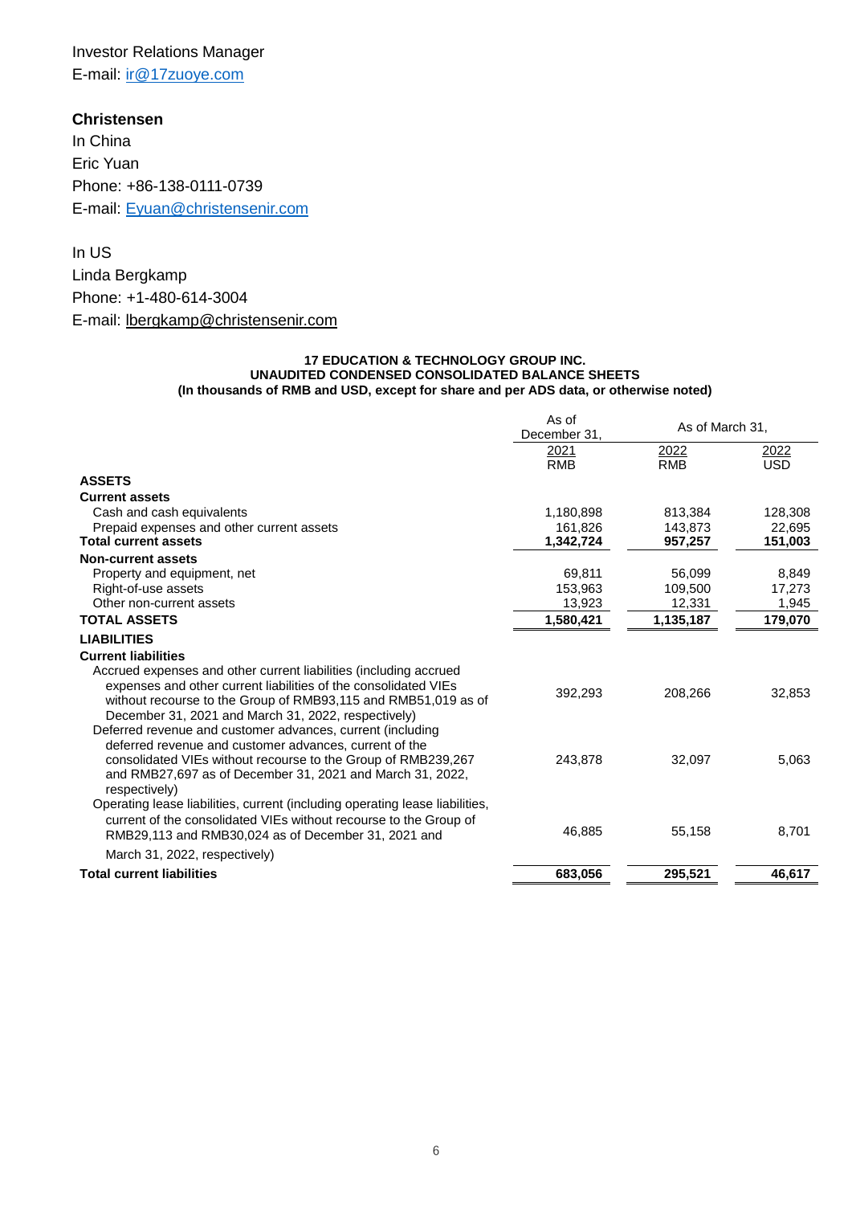Investor Relations Manager
E-mail: ir@17zuoye.com

**Christensen**

In China
Eric Yuan
Phone: +86-138-0111-0739
E-mail: Eyuan@christensenir.com

In US
Linda Bergkamp
Phone: +1-480-614-3004
E-mail: lbergkamp@christensenir.com

**17 EDUCATION & TECHNOLOGY GROUP INC.**
**UNAUDITED CONDENSED CONSOLIDATED BALANCE SHEETS**
**(In thousands of RMB and USD, except for share and per ADS data, or otherwise noted)**

| | As of December 31, | As of March 31, | |
|---|---|---|---|
| | 2021 | 2022 | 2022 |
| | RMB | RMB | USD |
| **ASSETS** | | | |
| **Current assets** | | | |
| Cash and cash equivalents | 1,180,898 | 813,384 | 128,308 |
| Prepaid expenses and other current assets | 161,826 | 143,873 | 22,695 |
| **Total current assets** | **1,342,724** | **957,257** | **151,003** |
| **Non-current assets** | | | |
| Property and equipment, net | 69,811 | 56,099 | 8,849 |
| Right-of-use assets | 153,963 | 109,500 | 17,273 |
| Other non-current assets | 13,923 | 12,331 | 1,945 |
| **TOTAL ASSETS** | **1,580,421** | **1,135,187** | **179,070** |
| **LIABILITIES** | | | |
| **Current liabilities** | | | |
| Accrued expenses and other current liabilities (including accrued expenses and other current liabilities of the consolidated VIEs without recourse to the Group of RMB93,115 and RMB51,019 as of December 31, 2021 and March 31, 2022, respectively) | 392,293 | 208,266 | 32,853 |
| Deferred revenue and customer advances, current (including deferred revenue and customer advances, current of the consolidated VIEs without recourse to the Group of RMB239,267 and RMB27,697 as of December 31, 2021 and March 31, 2022, respectively) | 243,878 | 32,097 | 5,063 |
| Operating lease liabilities, current (including operating lease liabilities, current of the consolidated VIEs without recourse to the Group of RMB29,113 and RMB30,024 as of December 31, 2021 and March 31, 2022, respectively) | 46,885 | 55,158 | 8,701 |
| **Total current liabilities** | **683,056** | **295,521** | **46,617** |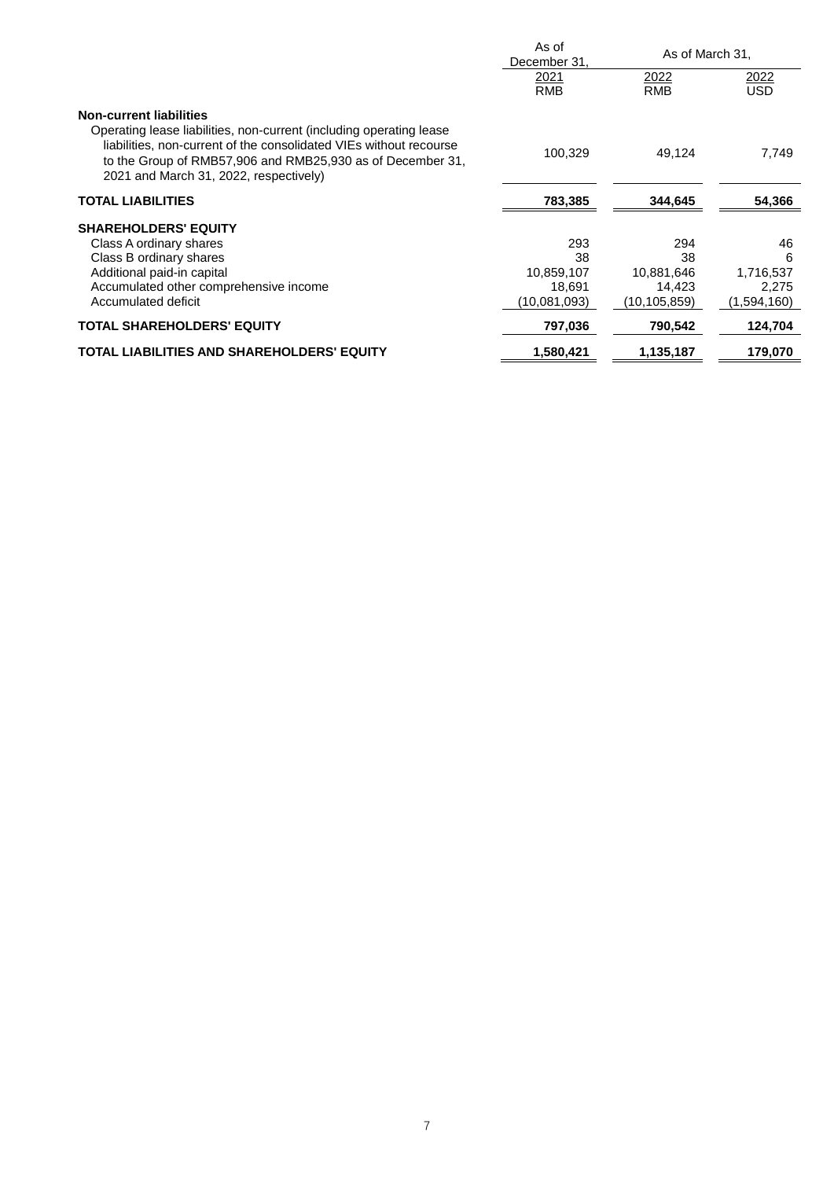| | As of December 31, | As of March 31, | |
|---|---|---|---|
| | 2021 | 2022 | 2022 |
| | RMB | RMB | USD |
| **Non-current liabilities** | | | |
| Operating lease liabilities, non-current (including operating lease liabilities, non-current of the consolidated VIEs without recourse to the Group of RMB57,906 and RMB25,930 as of December 31, 2021 and March 31, 2022, respectively) | 100,329 | 49,124 | 7,749 |
| **TOTAL LIABILITIES** | **783,385** | **344,645** | **54,366** |
| **SHAREHOLDERS' EQUITY** | | | |
| Class A ordinary shares | 293 | 294 | 46 |
| Class B ordinary shares | 38 | 38 | 6 |
| Additional paid-in capital | 10,859,107 | 10,881,646 | 1,716,537 |
| Accumulated other comprehensive income | 18,691 | 14,423 | 2,275 |
| Accumulated deficit | (10,081,093) | (10,105,859) | (1,594,160) |
| **TOTAL SHAREHOLDERS' EQUITY** | **797,036** | **790,542** | **124,704** |
| **TOTAL LIABILITIES AND SHAREHOLDERS' EQUITY** | **1,580,421** | **1,135,187** | **179,070** |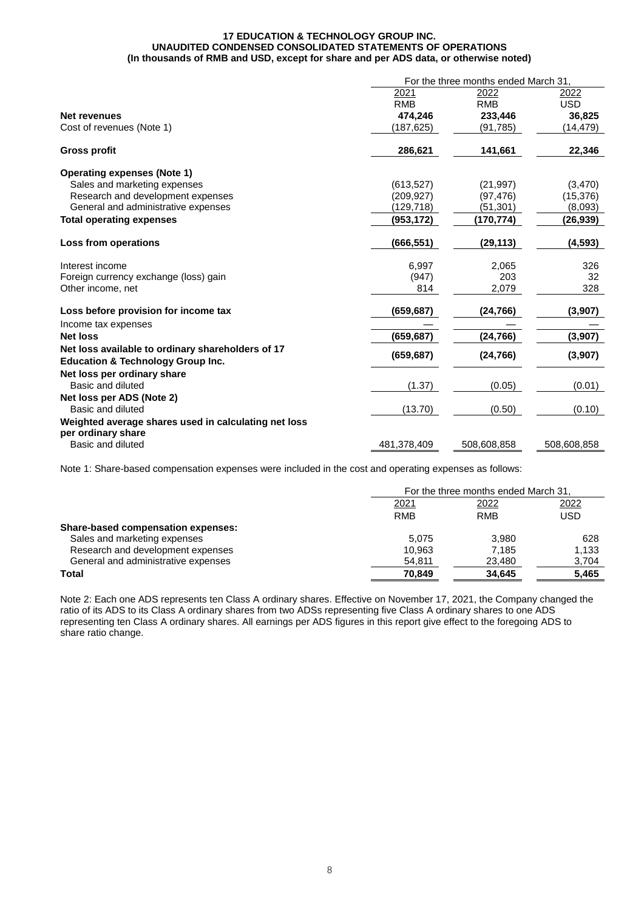**17 EDUCATION & TECHNOLOGY GROUP INC.**
**UNAUDITED CONDENSED CONSOLIDATED STATEMENTS OF OPERATIONS**
**(In thousands of RMB and USD, except for share and per ADS data, or otherwise noted)**

| | For the three months ended March 31, | | |
|---|---|---|---|
| | 2021 | 2022 | 2022 |
| | RMB | RMB | USD |
| **Net revenues** | **474,246** | **233,446** | **36,825** |
| Cost of revenues (Note 1) | (187,625) | (91,785) | (14,479) |
| **Gross profit** | **286,621** | **141,661** | **22,346** |
| **Operating expenses (Note 1)** | | | |
| Sales and marketing expenses | (613,527) | (21,997) | (3,470) |
| Research and development expenses | (209,927) | (97,476) | (15,376) |
| General and administrative expenses | (129,718) | (51,301) | (8,093) |
| **Total operating expenses** | **(953,172)** | **(170,774)** | **(26,939)** |
| **Loss from operations** | **(666,551)** | **(29,113)** | **(4,593)** |
| Interest income | 6,997 | 2,065 | 326 |
| Foreign currency exchange (loss) gain | (947) | 203 | 32 |
| Other income, net | 814 | 2,079 | 328 |
| **Loss before provision for income tax** | **(659,687)** | **(24,766)** | **(3,907)** |
| Income tax expenses | — | — | — |
| **Net loss** | **(659,687)** | **(24,766)** | **(3,907)** |
| **Net loss available to ordinary shareholders of 17 Education & Technology Group Inc.** | **(659,687)** | **(24,766)** | **(3,907)** |
| **Net loss per ordinary share** | | | |
| Basic and diluted | (1.37) | (0.05) | (0.01) |
| **Net loss per ADS (Note 2)** | | | |
| Basic and diluted | (13.70) | (0.50) | (0.10) |
| **Weighted average shares used in calculating net loss per ordinary share** | | | |
| Basic and diluted | 481,378,409 | 508,608,858 | 508,608,858 |

Note 1: Share-based compensation expenses were included in the cost and operating expenses as follows:

| | For the three months ended March 31, | | |
|---|---|---|---|
| | 2021 | 2022 | 2022 |
| | RMB | RMB | USD |
| **Share-based compensation expenses:** | | | |
| Sales and marketing expenses | 5,075 | 3,980 | 628 |
| Research and development expenses | 10,963 | 7,185 | 1,133 |
| General and administrative expenses | 54,811 | 23,480 | 3,704 |
| **Total** | **70,849** | **34,645** | **5,465** |

Note 2: Each one ADS represents ten Class A ordinary shares. Effective on November 17, 2021, the Company changed the ratio of its ADS to its Class A ordinary shares from two ADSs representing five Class A ordinary shares to one ADS representing ten Class A ordinary shares. All earnings per ADS figures in this report give effect to the foregoing ADS to share ratio change.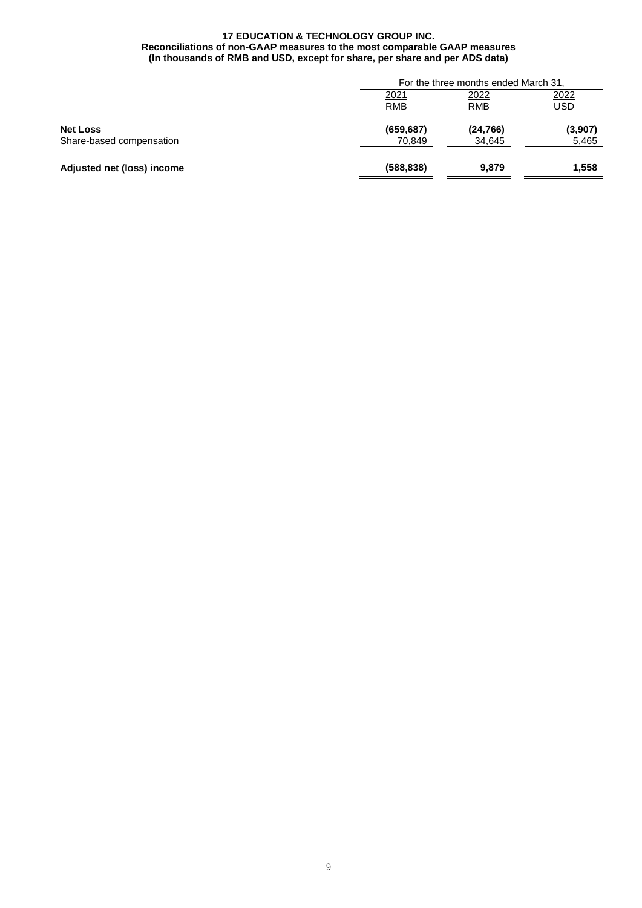**17 EDUCATION & TECHNOLOGY GROUP INC.**
**Reconciliations of non-GAAP measures to the most comparable GAAP measures**
**(In thousands of RMB and USD, except for share, per share and per ADS data)**

| | For the three months ended March 31, | | |
|---|---|---|---|
| | 2021 | 2022 | 2022 |
| | RMB | RMB | USD |
| **Net Loss** | **(659,687)** | **(24,766)** | **(3,907)** |
| Share-based compensation | 70,849 | 34,645 | 5,465 |
| **Adjusted net (loss) income** | **(588,838)** | **9,879** | **1,558** |